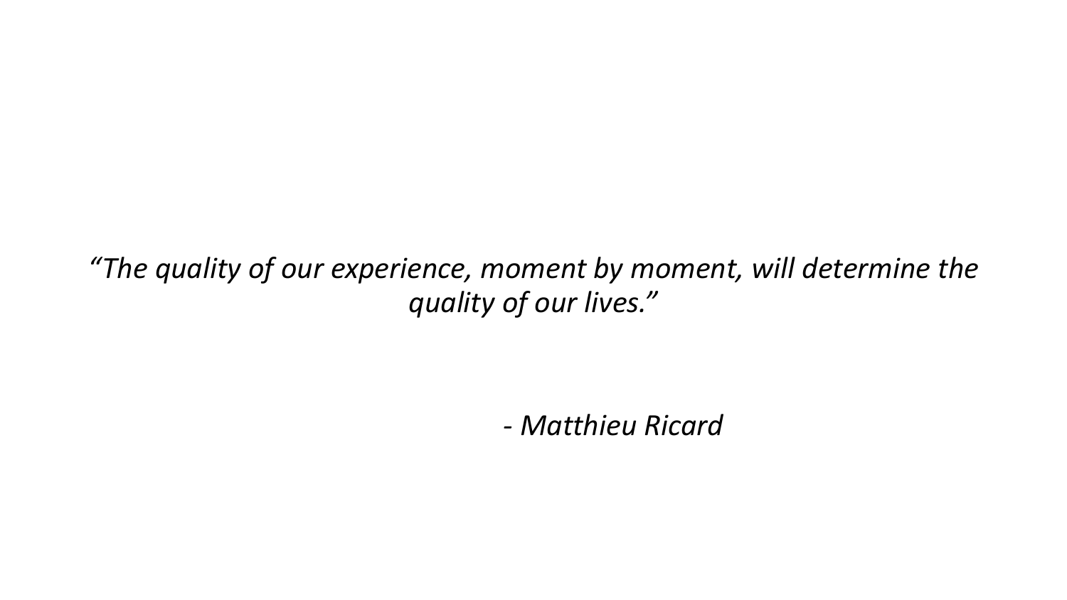*“The quality of our experience, moment by moment, will determine the quality of our lives.”*

*- Matthieu Ricard*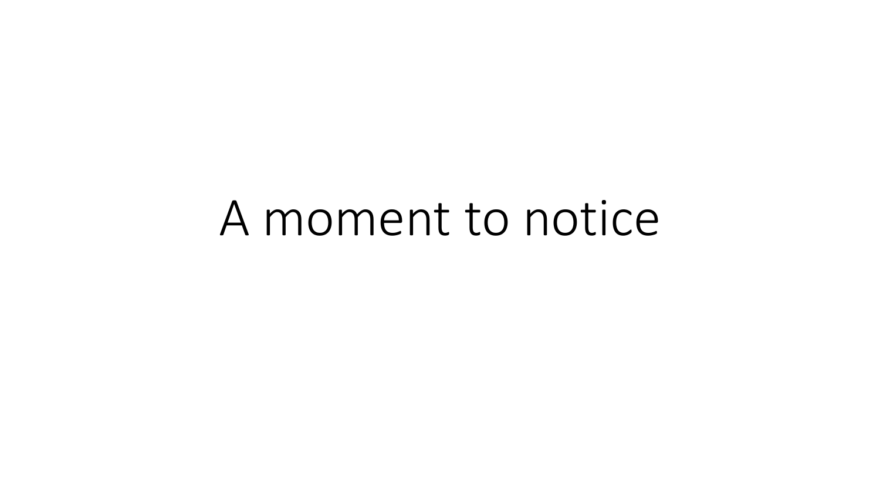# A moment to notice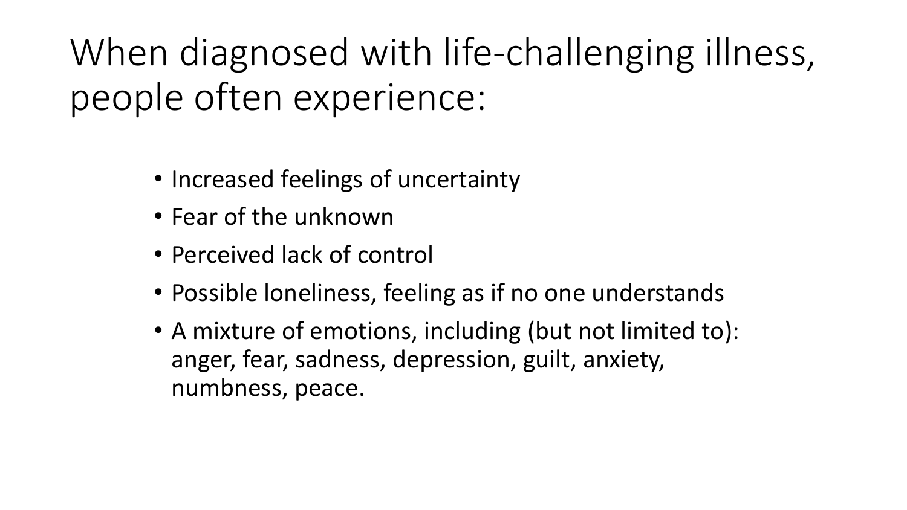# When diagnosed with life-challenging illness, people often experience:

- Increased feelings of uncertainty
- Fear of the unknown
- Perceived lack of control
- Possible loneliness, feeling as if no one understands
- A mixture of emotions, including (but not limited to): anger, fear, sadness, depression, guilt, anxiety, numbness, peace.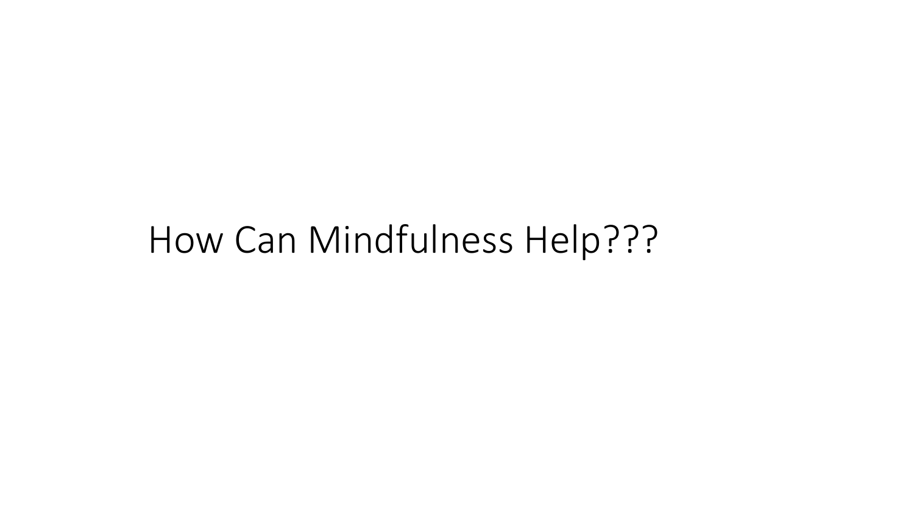# How Can Mindfulness Help???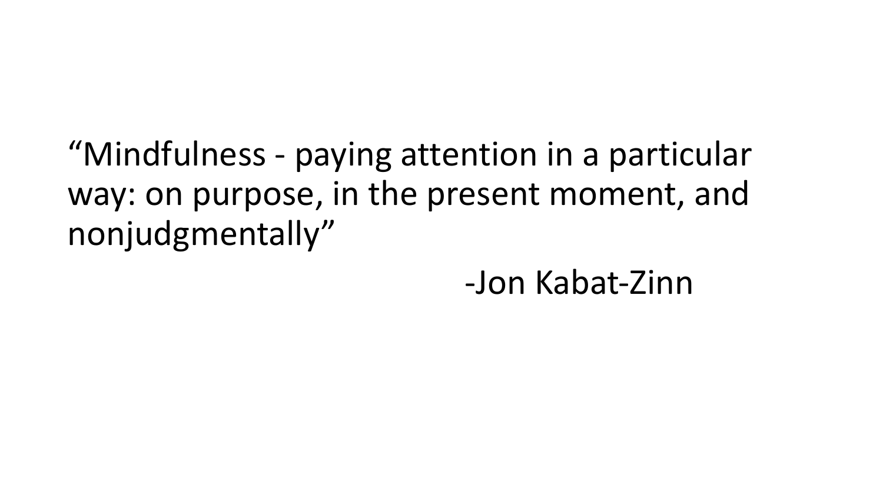“Mindfulness - paying attention in a particular way: on purpose, in the present moment, and nonjudgmentally”

-Jon Kabat-Zinn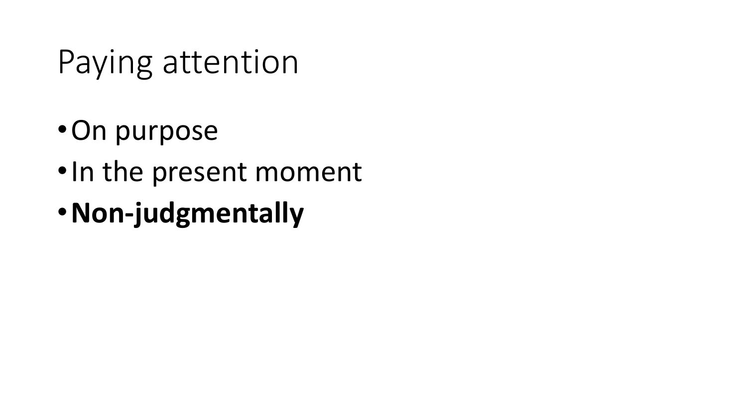# Paying attention

- On purpose
- In the present moment
- **Non-judgmentally**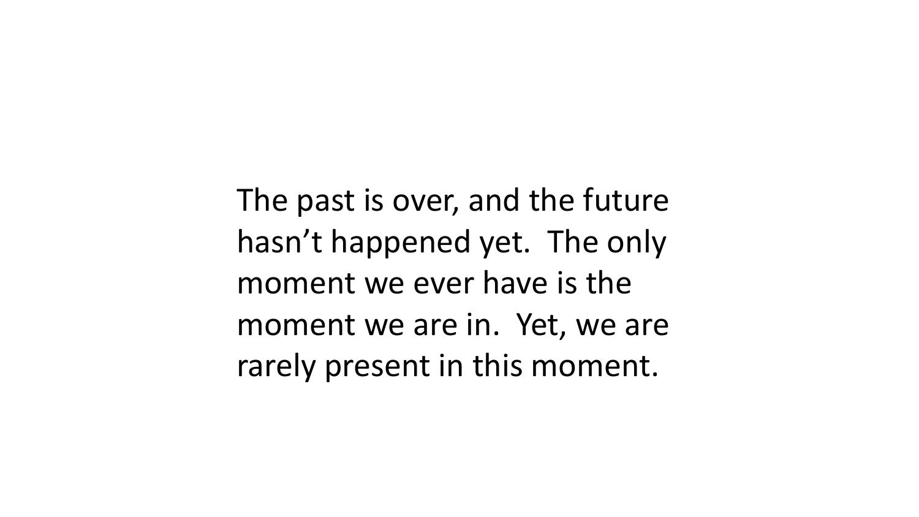The past is over, and the future hasn't happened yet. The only moment we ever have is the moment we are in. Yet, we are rarely present in this moment.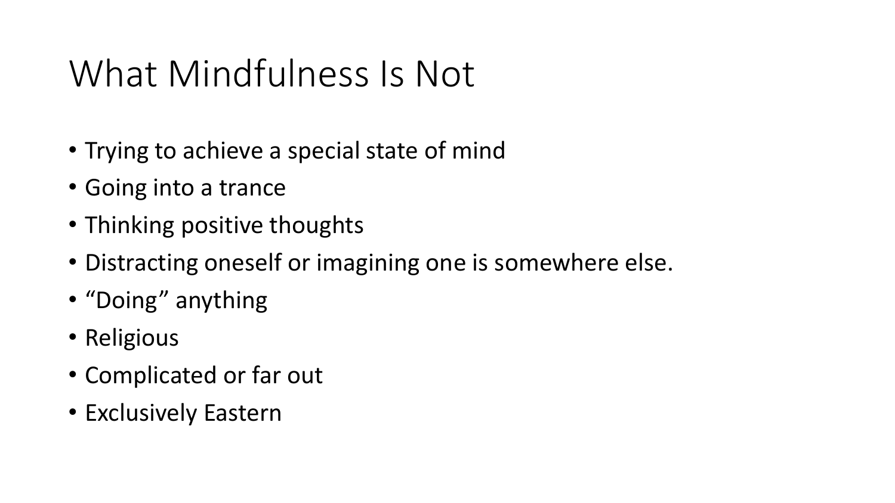# What Mindfulness Is Not

- Trying to achieve a special state of mind
- Going into a trance
- Thinking positive thoughts
- Distracting oneself or imagining one is somewhere else.
- “Doing” anything
- Religious
- Complicated or far out
- Exclusively Eastern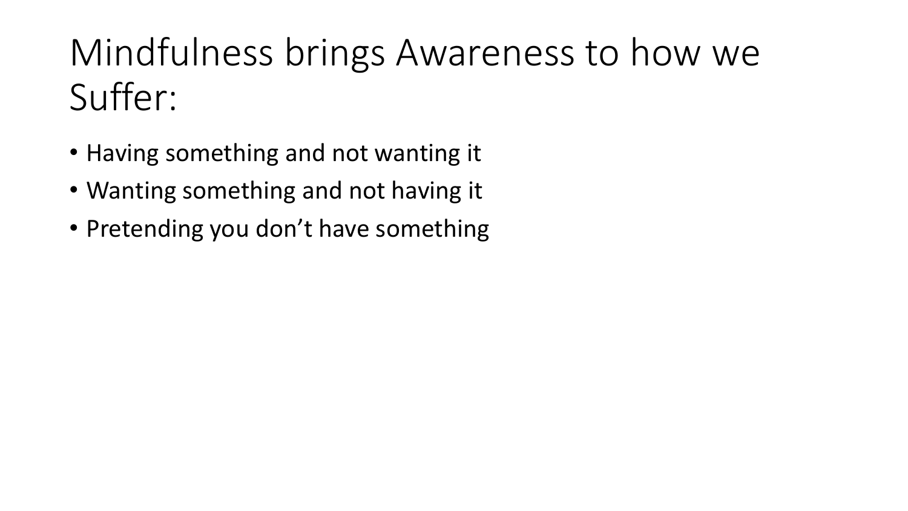# Mindfulness brings Awareness to how we Suffer:

- Having something and not wanting it
- Wanting something and not having it
- Pretending you don’t have something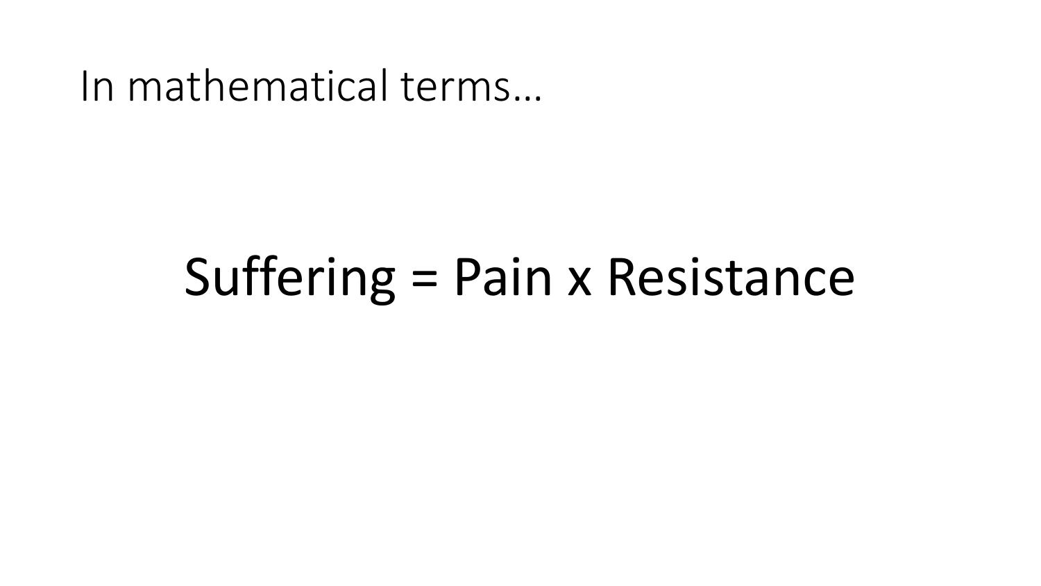# In mathematical terms…

$$\text{Suffering} = \text{Pain} \times \text{Resistance}$$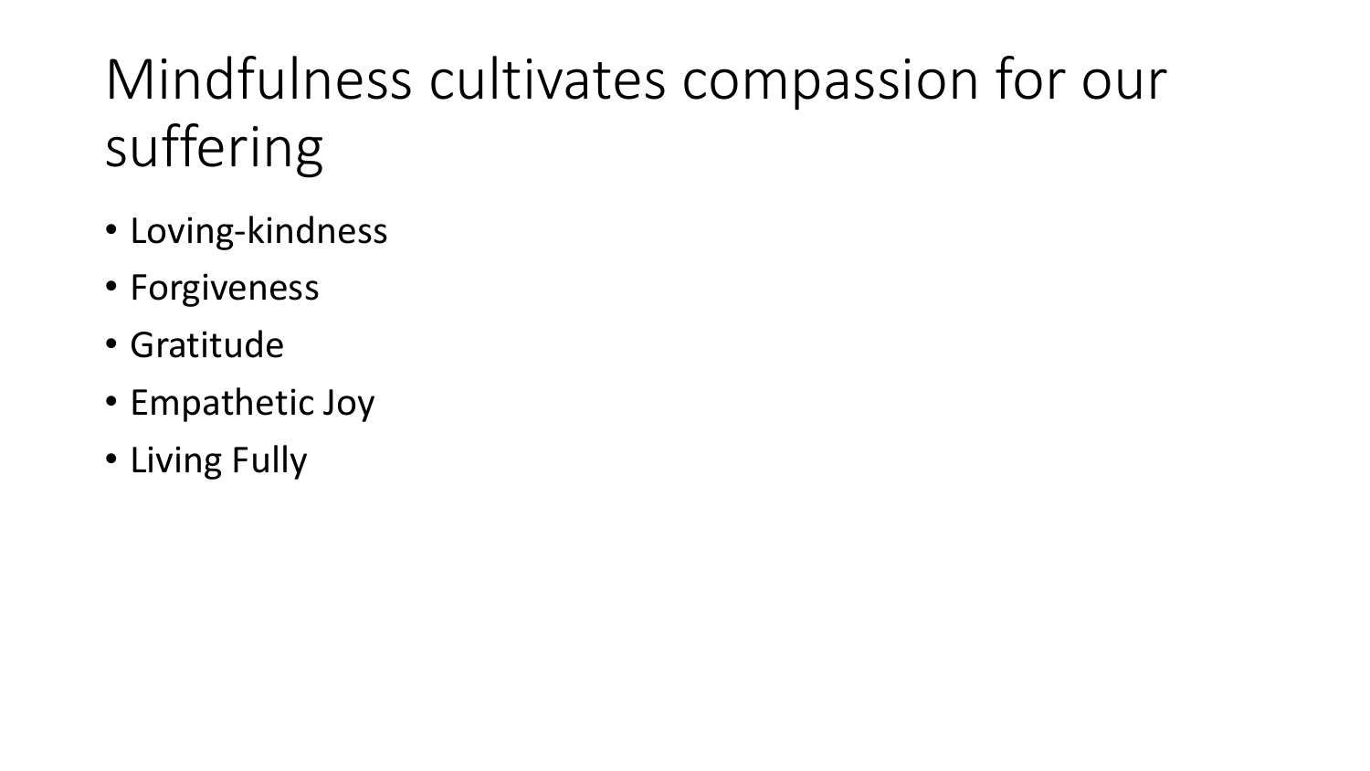# Mindfulness cultivates compassion for our suffering

- Loving-kindness
- Forgiveness
- Gratitude
- Empathetic Joy
- Living Fully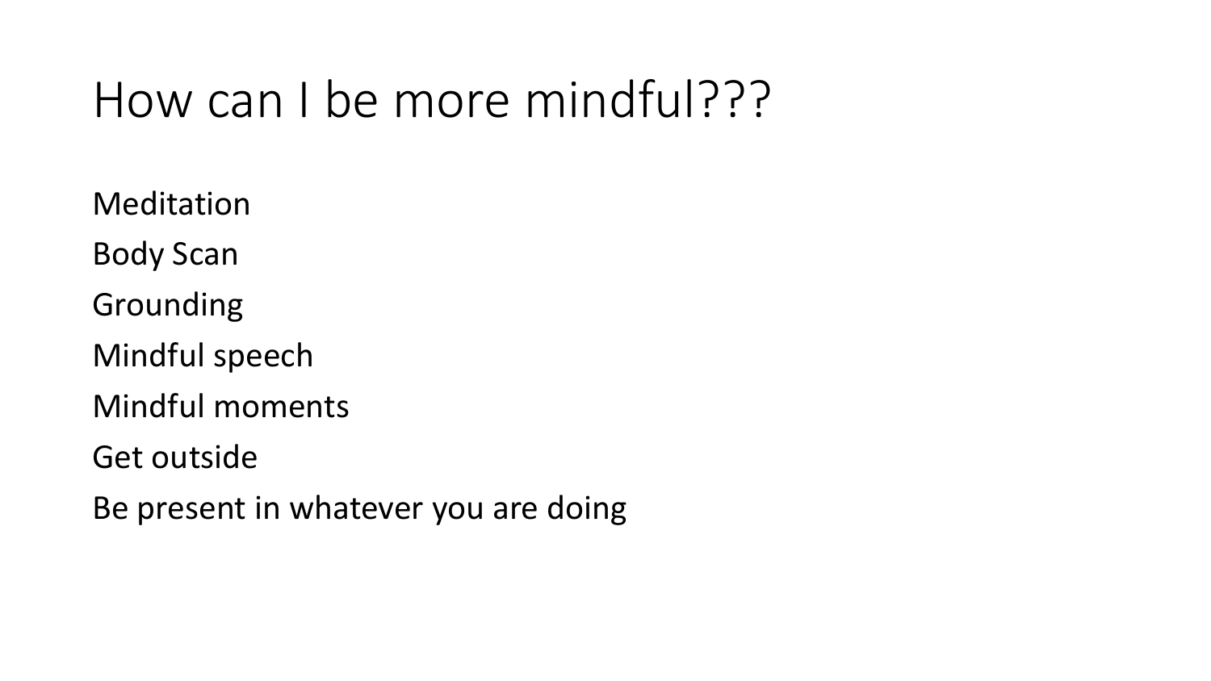# How can I be more mindful???

Meditation

Body Scan

Grounding

Mindful speech

Mindful moments

Get outside

Be present in whatever you are doing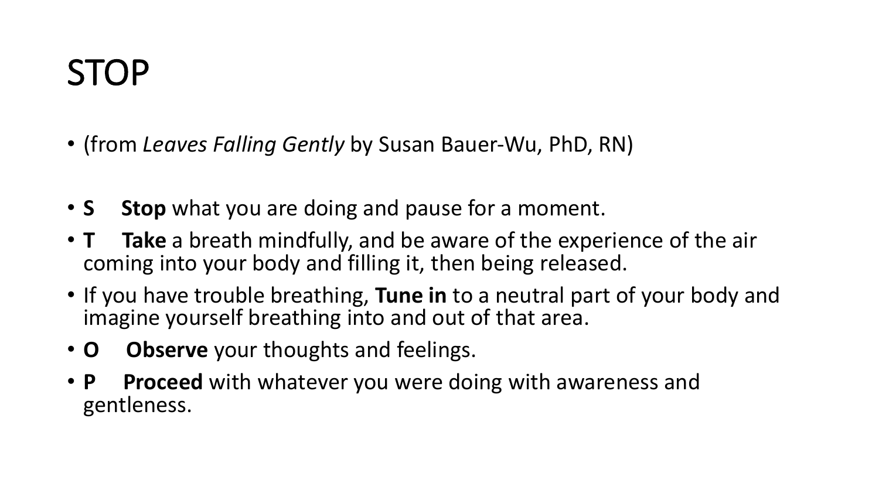# STOP

- (from *Leaves Falling Gently* by Susan Bauer-Wu, PhD, RN)

- **S** **Stop** what you are doing and pause for a moment.
- **T** **Take** a breath mindfully, and be aware of the experience of the air coming into your body and filling it, then being released.
- If you have trouble breathing, **Tune in** to a neutral part of your body and imagine yourself breathing into and out of that area.
- **O** **Observe** your thoughts and feelings.
- **P** **Proceed** with whatever you were doing with awareness and gentleness.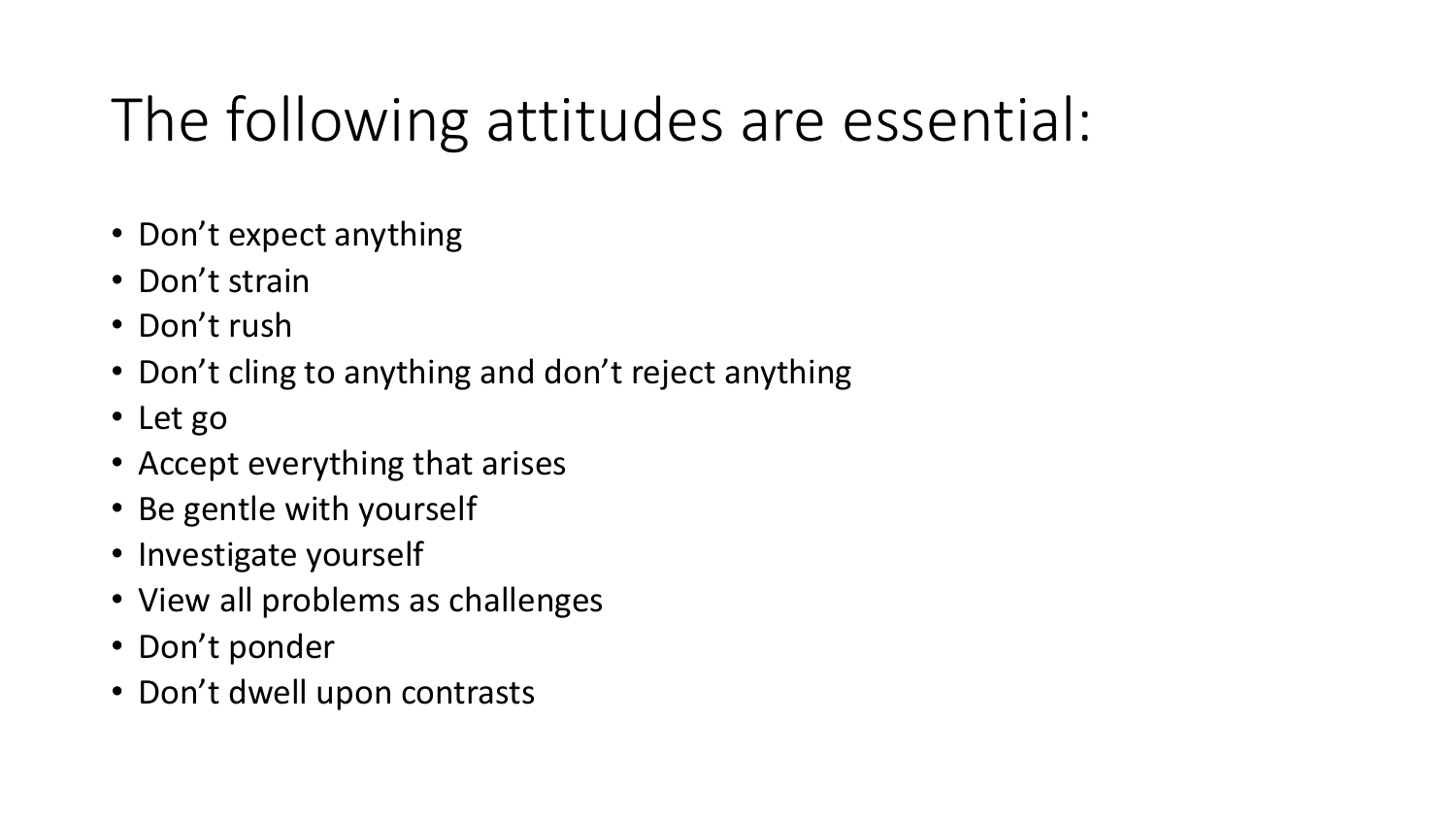# The following attitudes are essential:

- Don’t expect anything
- Don’t strain
- Don’t rush
- Don’t cling to anything and don’t reject anything
- Let go
- Accept everything that arises
- Be gentle with yourself
- Investigate yourself
- View all problems as challenges
- Don’t ponder
- Don’t dwell upon contrasts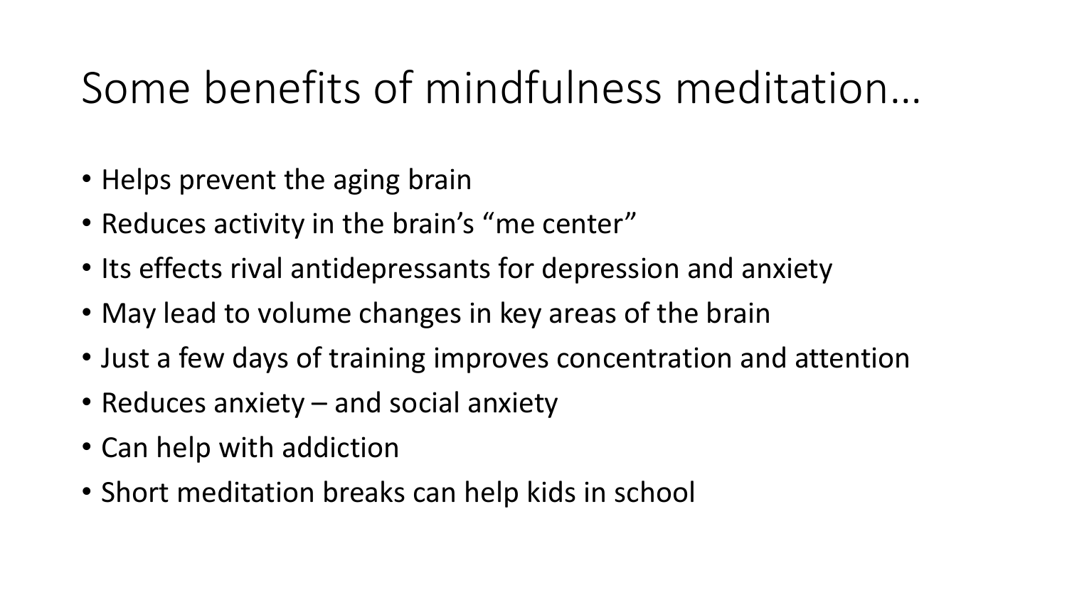# Some benefits of mindfulness meditation…

- Helps prevent the aging brain
- Reduces activity in the brain's "me center"
- Its effects rival antidepressants for depression and anxiety
- May lead to volume changes in key areas of the brain
- Just a few days of training improves concentration and attention
- Reduces anxiety – and social anxiety
- Can help with addiction
- Short meditation breaks can help kids in school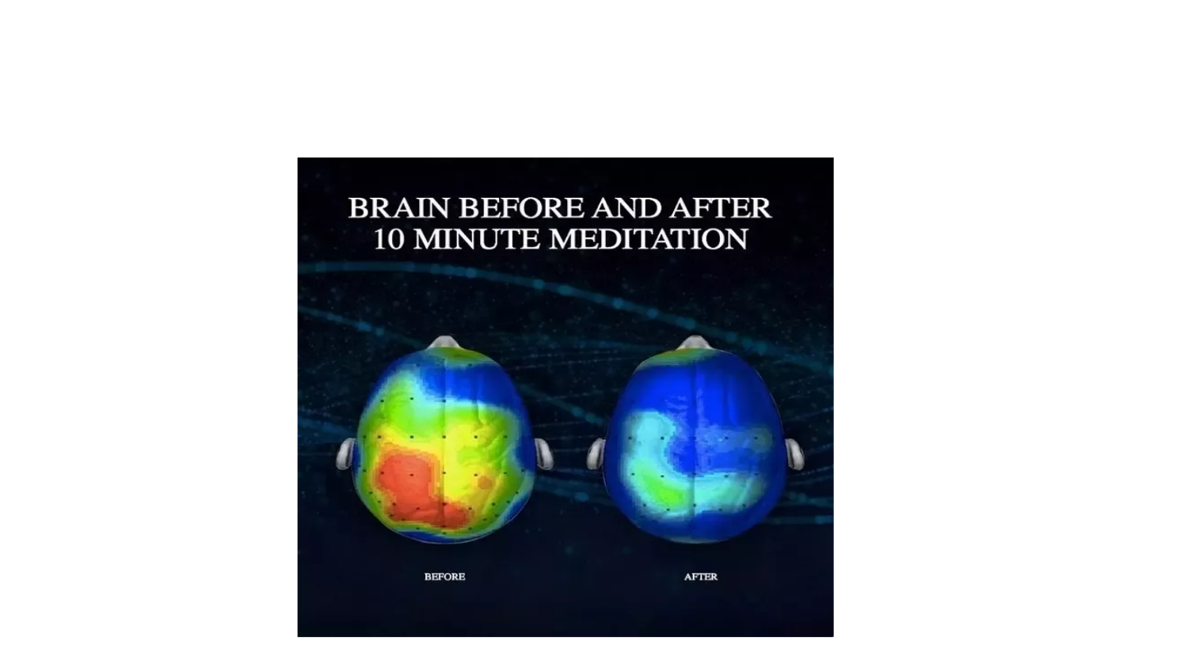BRAIN BEFORE AND AFTER
10 MINUTE MEDITATION

BEFORE

AFTER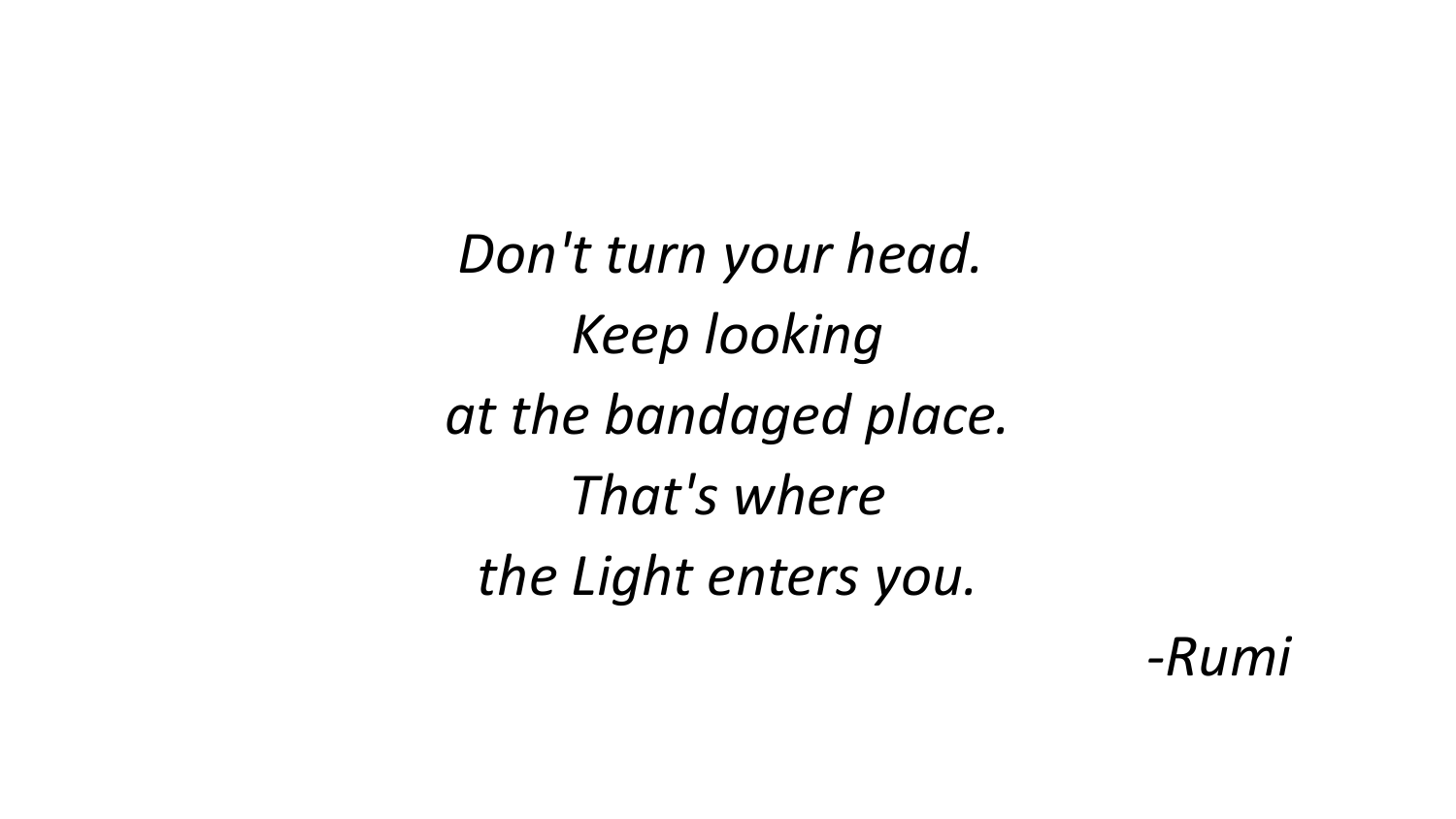*Don't turn your head.*
*Keep looking*
*at the bandaged place.*
*That's where*
*the Light enters you.*

*-Rumi*